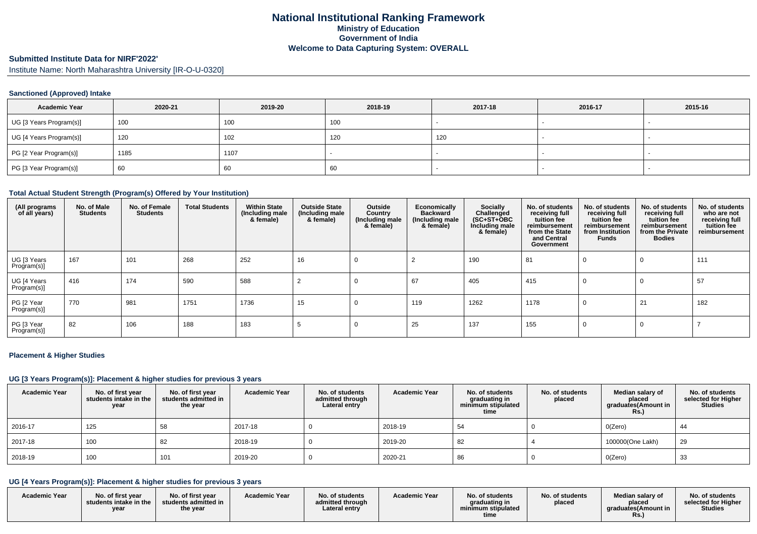# National Institutional Ranking Framework
## Ministry of Education
## Government of India
## Welcome to Data Capturing System: OVERALL

**Submitted Institute Data for NIRF'2022'**

Institute Name: North Maharashtra University [IR-O-U-0320]

### Sanctioned (Approved) Intake

| Academic Year | 2020-21 | 2019-20 | 2018-19 | 2017-18 | 2016-17 | 2015-16 |
|---|---|---|---|---|---|---|
| UG [3 Years Program(s)] | 100 | 100 | 100 | - | - | - |
| UG [4 Years Program(s)] | 120 | 102 | 120 | 120 | - | - |
| PG [2 Year Program(s)] | 1185 | 1107 | - | - | - | - |
| PG [3 Year Program(s)] | 60 | 60 | 60 | - | - | - |

### Total Actual Student Strength (Program(s) Offered by Your Institution)

| (All programs of all years) | No. of Male Students | No. of Female Students | Total Students | Within State (Including male & female) | Outside State (Including male & female) | Outside Country (Including male & female) | Economically Backward (Including male & female) | Socially Challenged (SC+ST+OBC Including male & female) | No. of students receiving full tuition fee reimbursement from the State and Central Government | No. of students receiving full tuition fee reimbursement from Institution Funds | No. of students receiving full tuition fee reimbursement from the Private Bodies | No. of students who are not receiving full tuition fee reimbursement |
|---|---|---|---|---|---|---|---|---|---|---|---|---|
| UG [3 Years Program(s)] | 167 | 101 | 268 | 252 | 16 | 0 | 2 | 190 | 81 | 0 | 0 | 111 |
| UG [4 Years Program(s)] | 416 | 174 | 590 | 588 | 2 | 0 | 67 | 405 | 415 | 0 | 0 | 57 |
| PG [2 Year Program(s)] | 770 | 981 | 1751 | 1736 | 15 | 0 | 119 | 1262 | 1178 | 0 | 21 | 182 |
| PG [3 Year Program(s)] | 82 | 106 | 188 | 183 | 5 | 0 | 25 | 137 | 155 | 0 | 0 | 7 |

### Placement & Higher Studies

#### UG [3 Years Program(s)]: Placement & higher studies for previous 3 years

| Academic Year | No. of first year students intake in the year | No. of first year students admitted in the year | Academic Year | No. of students admitted through Lateral entry | Academic Year | No. of students graduating in minimum stipulated time | No. of students placed | Median salary of placed graduates(Amount in Rs.) | No. of students selected for Higher Studies |
|---|---|---|---|---|---|---|---|---|---|
| 2016-17 | 125 | 58 | 2017-18 | 0 | 2018-19 | 54 | 0 | 0(Zero) | 44 |
| 2017-18 | 100 | 82 | 2018-19 | 0 | 2019-20 | 82 | 4 | 100000(One Lakh) | 29 |
| 2018-19 | 100 | 101 | 2019-20 | 0 | 2020-21 | 86 | 0 | 0(Zero) | 33 |

#### UG [4 Years Program(s)]: Placement & higher studies for previous 3 years

| Academic Year | No. of first year students intake in the year | No. of first year students admitted in the year | Academic Year | No. of students admitted through Lateral entry | Academic Year | No. of students graduating in minimum stipulated time | No. of students placed | Median salary of placed graduates(Amount in Rs.) | No. of students selected for Higher Studies |
|---|---|---|---|---|---|---|---|---|---|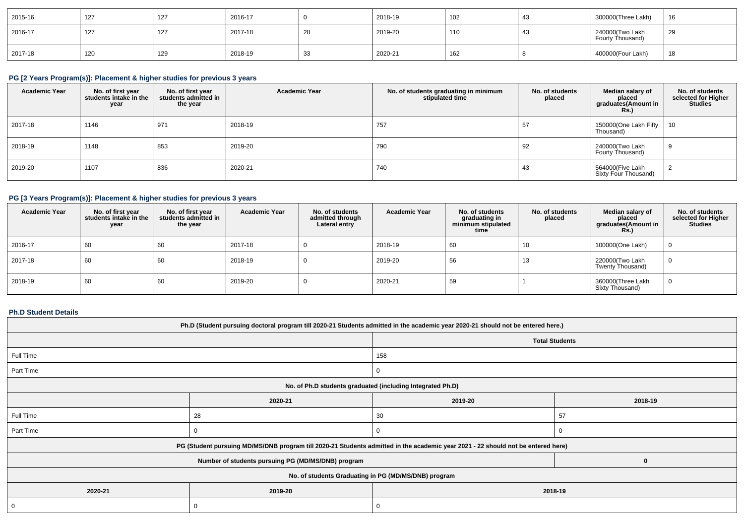| 2015-16 | 127 | 127 | 2016-17 | 0 | 2018-19 | 102 | 43 | 300000(Three Lakh) | 16 |
|---|---|---|---|---|---|---|---|---|---|
| 2016-17 | 127 | 127 | 2017-18 | 28 | 2019-20 | 110 | 43 | 240000(Two Lakh Fourty Thousand) | 29 |
| 2017-18 | 120 | 129 | 2018-19 | 33 | 2020-21 | 162 | 8 | 400000(Four Lakh) | 18 |

### PG [2 Years Program(s)]: Placement & higher studies for previous 3 years

| Academic Year | No. of first year students intake in the year | No. of first year students admitted in the year | Academic Year | No. of students graduating in minimum stipulated time | No. of students placed | Median salary of placed graduates(Amount in Rs.) | No. of students selected for Higher Studies |
|---|---|---|---|---|---|---|---|
| 2017-18 | 1146 | 971 | 2018-19 | 757 | 57 | 150000(One Lakh Fifty Thousand) | 10 |
| 2018-19 | 1148 | 853 | 2019-20 | 790 | 92 | 240000(Two Lakh Fourty Thousand) | 9 |
| 2019-20 | 1107 | 836 | 2020-21 | 740 | 43 | 564000(Five Lakh Sixty Four Thousand) | 2 |

### PG [3 Years Program(s)]: Placement & higher studies for previous 3 years

| Academic Year | No. of first year students intake in the year | No. of first year students admitted in the year | Academic Year | No. of students admitted through Lateral entry | Academic Year | No. of students graduating in minimum stipulated time | No. of students placed | Median salary of placed graduates(Amount in Rs.) | No. of students selected for Higher Studies |
|---|---|---|---|---|---|---|---|---|---|
| 2016-17 | 60 | 60 | 2017-18 | 0 | 2018-19 | 60 | 10 | 100000(One Lakh) | 0 |
| 2017-18 | 60 | 60 | 2018-19 | 0 | 2019-20 | 56 | 13 | 220000(Two Lakh Twenty Thousand) | 0 |
| 2018-19 | 60 | 60 | 2019-20 | 0 | 2020-21 | 59 | 1 | 360000(Three Lakh Sixty Thousand) | 0 |

### Ph.D Student Details

| Ph.D (Student pursuing doctoral program till 2020-21 Students admitted in the academic year 2020-21 should not be entered here.) | |
|---|---|
| | Total Students |
| Full Time | 158 |
| Part Time | 0 |

| No. of Ph.D students graduated (including Integrated Ph.D) | | | |
|---|---|---|---|
| | 2020-21 | 2019-20 | 2018-19 |
| Full Time | 28 | 30 | 57 |
| Part Time | 0 | 0 | 0 |

| PG (Student pursuing MD/MS/DNB program till 2020-21 Students admitted in the academic year 2021 - 22 should not be entered here) | |
|---|---|
| Number of students pursuing PG (MD/MS/DNB) program | 0 |

| No. of students Graduating in PG (MD/MS/DNB) program | | |
|---|---|---|
| 2020-21 | 2019-20 | 2018-19 |
| 0 | 0 | 0 |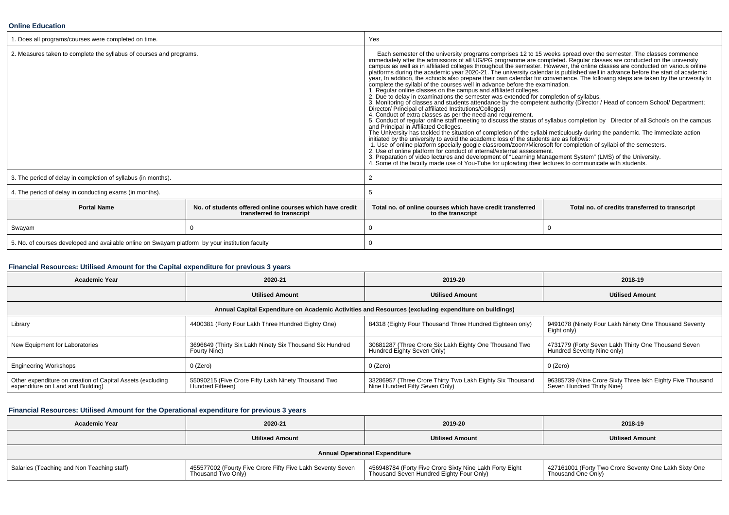### Online Education

| | | | |
|---|---|---|---|
| 1. Does all programs/courses were completed on time. | | Yes | |
| 2. Measures taken to complete the syllabus of courses and programs. | | Each semester of the university programs comprises 12 to 15 weeks spread over the semester, The classes commence immediately after the admissions of all UG/PG programme are completed. Regular classes are conducted on the university campus as well as in affiliated colleges throughout the semester. However, the online classes are conducted on various online platforms during the academic year 2020-21. The university calendar is published well in advance before the start of academic year, In addition, the schools also prepare their own calendar for convenience. The following steps are taken by the university to complete the syllabi of the courses well in advance before the examination.<br>1. Regular online classes on the campus and affiliated colleges.<br>2. Due to delay in examinations the semester was extended for completion of syllabus.<br>3. Monitoring of classes and students attendance by the competent authority (Director / Head of concern School/ Department; Director/ Principal of affiliated Institutions/Colleges)<br>4. Conduct of extra classes as per the need and requirement.<br>5. Conduct of regular online staff meeting to discuss the status of syllabus completion by Director of all Schools on the campus and Principal in Affiliated Colleges.<br>The University has tackled the situation of completion of the syllabi meticulously during the pandemic. The immediate action initiated by the university to avoid the academic loss of the students are as follows:<br>1. Use of online platform specially google classroom/zoom/Microsoft for completion of syllabi of the semesters.<br>2. Use of online platform for conduct of internal/external assessment.<br>3. Preparation of video lectures and development of "Learning Management System" (LMS) of the University.<br>4. Some of the faculty made use of You-Tube for uploading their lectures to communicate with students. | |
| 3. The period of delay in completion of syllabus (in months). | | 2 | |
| 4. The period of delay in conducting exams (in months). | | 5 | |
| **Portal Name** | **No. of students offered online courses which have credit transferred to transcript** | **Total no. of online courses which have credit transferred to the transcript** | **Total no. of credits transferred to transcript** |
| Swayam | 0 | 0 | 0 |
| 5. No. of courses developed and available online on Swayam platform by your institution faculty | | 0 | |

### Financial Resources: Utilised Amount for the Capital expenditure for previous 3 years

| Academic Year | 2020-21 | 2019-20 | 2018-19 |
|---|---|---|---|
| | **Utilised Amount** | **Utilised Amount** | **Utilised Amount** |
| **Annual Capital Expenditure on Academic Activities and Resources (excluding expenditure on buildings)** | | | |
| Library | 4400381 (Forty Four Lakh Three Hundred Eighty One) | 84318 (Eighty Four Thousand Three Hundred Eighteen only) | 9491078 (Ninety Four Lakh Ninety One Thousand Seventy Eight only) |
| New Equipment for Laboratories | 3696649 (Thirty Six Lakh Ninety Six Thousand Six Hundred Fourty Nine) | 30681287 (Three Crore Six Lakh Eighty One Thousand Two Hundred Eighty Seven Only) | 4731779 (Forty Seven Lakh Thirty One Thousand Seven Hundred Seventy Nine only) |
| Engineering Workshops | 0 (Zero) | 0 (Zero) | 0 (Zero) |
| Other expenditure on creation of Capital Assets (excluding expenditure on Land and Building) | 55090215 (Five Crore Fifty Lakh Ninety Thousand Two Hundred Fifteen) | 33286957 (Three Crore Thirty Two Lakh Eighty Six Thousand Nine Hundred Fifty Seven Only) | 96385739 (Nine Crore Sixty Three lakh Eighty Five Thousand Seven Hundred Thirty Nine) |

### Financial Resources: Utilised Amount for the Operational expenditure for previous 3 years

| Academic Year | 2020-21 | 2019-20 | 2018-19 |
|---|---|---|---|
| | **Utilised Amount** | **Utilised Amount** | **Utilised Amount** |
| **Annual Operational Expenditure** | | | |
| Salaries (Teaching and Non Teaching staff) | 455577002 (Fourty Five Crore Fifty Five Lakh Seventy Seven Thousand Two Only) | 456948784 (Forty Five Crore Sixty Nine Lakh Forty Eight Thousand Seven Hundred Eighty Four Only) | 427161001 (Forty Two Crore Seventy One Lakh Sixty One Thousand One Only) |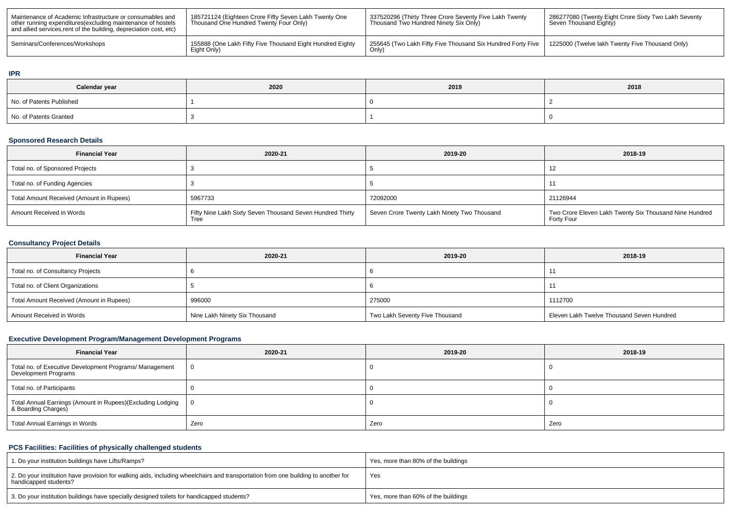| Maintenance of Academic Infrastructure or consumables and other running expenditures(excluding maintenance of hostels and allied services,rent of the building, depreciation cost, etc) | 185721124 (Eighteen Crore Fifty Seven Lakh Twenty One Thousand One Hundred Twenty Four Only) | 337520296 (Thirty Three Crore Seventy Five Lakh Twenty Thousand Two Hundred Ninety Six Only) | 286277080 (Twenty Eight Crore Sixty Two Lakh Seventy Seven Thousand Eighty) |
|---|---|---|---|
| Seminars/Conferences/Workshops | 155888 (One Lakh Fifty Five Thousand Eight Hundred Eighty Eight Only) | 255645 (Two Lakh Fifty Five Thousand Six Hundred Forty Five Only) | 1225000 (Twelve lakh Twenty Five Thousand Only) |

## IPR

| Calendar year | 2020 | 2019 | 2018 |
|---|---|---|---|
| No. of Patents Published | 1 | 0 | 2 |
| No. of Patents Granted | 3 | 1 | 0 |

## Sponsored Research Details

| Financial Year | 2020-21 | 2019-20 | 2018-19 |
|---|---|---|---|
| Total no. of Sponsored Projects | 3 | 5 | 12 |
| Total no. of Funding Agencies | 3 | 5 | 11 |
| Total Amount Received (Amount in Rupees) | 5967733 | 72092000 | 21126944 |
| Amount Received in Words | Fifty Nine Lakh Sixty Seven Thousand Seven Hundred Thirty Tree | Seven Crore Twenty Lakh Ninety Two Thousand | Two Crore Eleven Lakh Twenty Six Thousand Nine Hundred Forty Four |

## Consultancy Project Details

| Financial Year | 2020-21 | 2019-20 | 2018-19 |
|---|---|---|---|
| Total no. of Consultancy Projects | 6 | 6 | 11 |
| Total no. of Client Organizations | 5 | 6 | 11 |
| Total Amount Received (Amount in Rupees) | 996000 | 275000 | 1112700 |
| Amount Received in Words | Nine Lakh Ninety Six Thousand | Two Lakh Seventy Five Thousand | Eleven Lakh Twelve Thousand Seven Hundred |

## Executive Development Program/Management Development Programs

| Financial Year | 2020-21 | 2019-20 | 2018-19 |
|---|---|---|---|
| Total no. of Executive Development Programs/ Management Development Programs | 0 | 0 | 0 |
| Total no. of Participants | 0 | 0 | 0 |
| Total Annual Earnings (Amount in Rupees)(Excluding Lodging & Boarding Charges) | 0 | 0 | 0 |
| Total Annual Earnings in Words | Zero | Zero | Zero |

## PCS Facilities: Facilities of physically challenged students

| | |
|---|---|
| 1. Do your institution buildings have Lifts/Ramps? | Yes, more than 80% of the buildings |
| 2. Do your institution have provision for walking aids, including wheelchairs and transportation from one building to another for handicapped students? | Yes |
| 3. Do your institution buildings have specially designed toilets for handicapped students? | Yes, more than 60% of the buildings |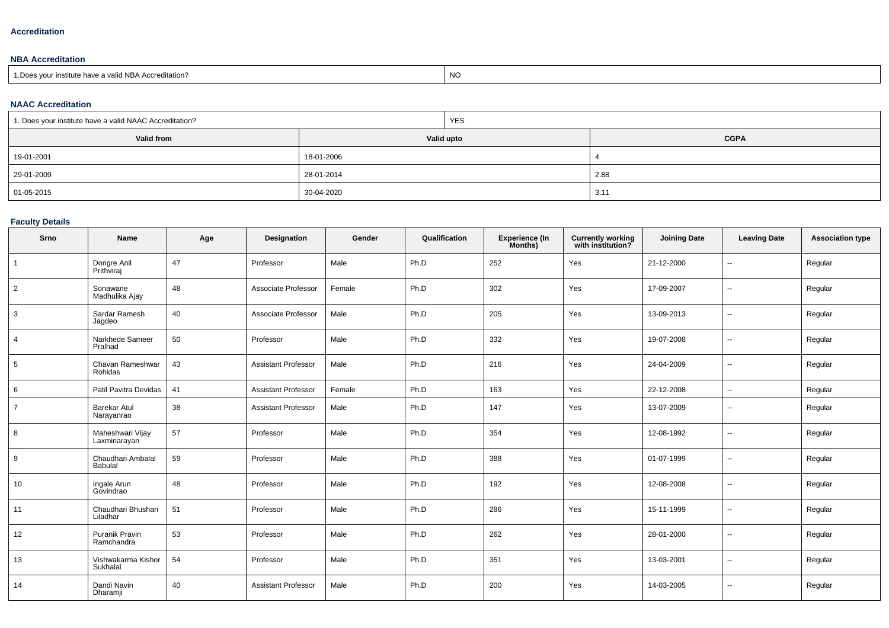## Accreditation

### NBA Accreditation

| 1.Does your institute have a valid NBA Accreditation? | NO |
|---|---|

### NAAC Accreditation

| 1. Does your institute have a valid NAAC Accreditation? | YES | |
|---|---|---|
| **Valid from** | **Valid upto** | **CGPA** |
| 19-01-2001 | 18-01-2006 | 4 |
| 29-01-2009 | 28-01-2014 | 2.88 |
| 01-05-2015 | 30-04-2020 | 3.11 |

### Faculty Details

| Srno | Name | Age | Designation | Gender | Qualification | Experience (In Months) | Currently working with institution? | Joining Date | Leaving Date | Association type |
|---|---|---|---|---|---|---|---|---|---|---|
| 1 | Dongre Anil Prithviraj | 47 | Professor | Male | Ph.D | 252 | Yes | 21-12-2000 | -- | Regular |
| 2 | Sonawane Madhulika Ajay | 48 | Associate Professor | Female | Ph.D | 302 | Yes | 17-09-2007 | -- | Regular |
| 3 | Sardar Ramesh Jagdeo | 40 | Associate Professor | Male | Ph.D | 205 | Yes | 13-09-2013 | -- | Regular |
| 4 | Narkhede Sameer Pralhad | 50 | Professor | Male | Ph.D | 332 | Yes | 19-07-2008 | -- | Regular |
| 5 | Chavan Rameshwar Rohidas | 43 | Assistant Professor | Male | Ph.D | 216 | Yes | 24-04-2009 | -- | Regular |
| 6 | Patil Pavitra Devidas | 41 | Assistant Professor | Female | Ph.D | 163 | Yes | 22-12-2008 | -- | Regular |
| 7 | Barekar Atul Narayanrao | 38 | Assistant Professor | Male | Ph.D | 147 | Yes | 13-07-2009 | -- | Regular |
| 8 | Maheshwari Vijay Laxminarayan | 57 | Professor | Male | Ph.D | 354 | Yes | 12-08-1992 | -- | Regular |
| 9 | Chaudhari Ambalal Babulal | 59 | Professor | Male | Ph.D | 388 | Yes | 01-07-1999 | -- | Regular |
| 10 | Ingale Arun Govindrao | 48 | Professor | Male | Ph.D | 192 | Yes | 12-08-2008 | -- | Regular |
| 11 | Chaudhari Bhushan Liladhar | 51 | Professor | Male | Ph.D | 286 | Yes | 15-11-1999 | -- | Regular |
| 12 | Puranik Pravin Ramchandra | 53 | Professor | Male | Ph.D | 262 | Yes | 28-01-2000 | -- | Regular |
| 13 | Vishwakarma Kishor Sukhalal | 54 | Professor | Male | Ph.D | 351 | Yes | 13-03-2001 | -- | Regular |
| 14 | Dandi Navin Dharamji | 40 | Assistant Professor | Male | Ph.D | 200 | Yes | 14-03-2005 | -- | Regular |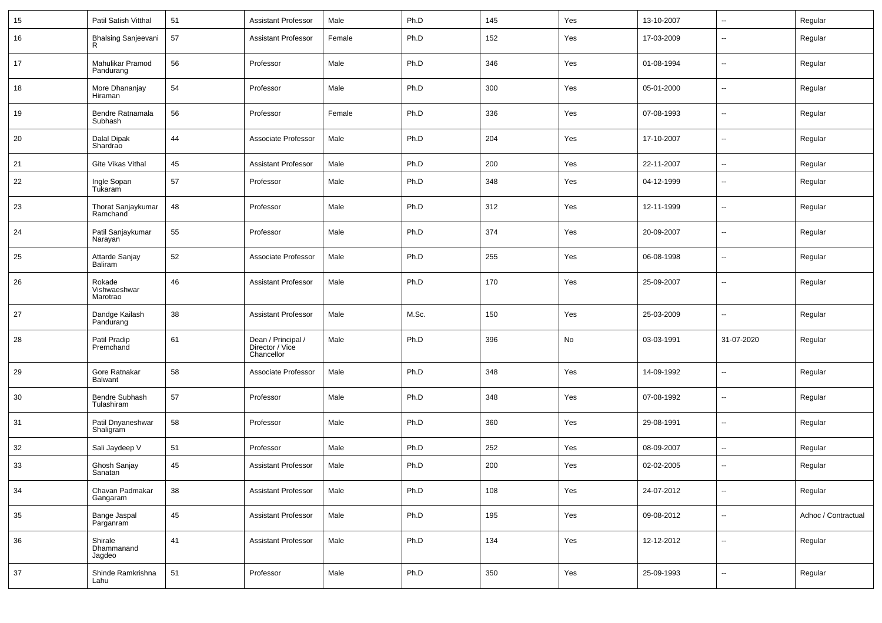| 15 | Patil Satish Vitthal | 51 | Assistant Professor | Male | Ph.D | 145 | Yes | 13-10-2007 | -- | Regular |
|---|---|---|---|---|---|---|---|---|---|---|
| 16 | Bhalsing Sanjeevani R | 57 | Assistant Professor | Female | Ph.D | 152 | Yes | 17-03-2009 | -- | Regular |
| 17 | Mahulikar Pramod Pandurang | 56 | Professor | Male | Ph.D | 346 | Yes | 01-08-1994 | -- | Regular |
| 18 | More Dhananjay Hiraman | 54 | Professor | Male | Ph.D | 300 | Yes | 05-01-2000 | -- | Regular |
| 19 | Bendre Ratnamala Subhash | 56 | Professor | Female | Ph.D | 336 | Yes | 07-08-1993 | -- | Regular |
| 20 | Dalal Dipak Shardrao | 44 | Associate Professor | Male | Ph.D | 204 | Yes | 17-10-2007 | -- | Regular |
| 21 | Gite Vikas Vithal | 45 | Assistant Professor | Male | Ph.D | 200 | Yes | 22-11-2007 | -- | Regular |
| 22 | Ingle Sopan Tukaram | 57 | Professor | Male | Ph.D | 348 | Yes | 04-12-1999 | -- | Regular |
| 23 | Thorat Sanjaykumar Ramchand | 48 | Professor | Male | Ph.D | 312 | Yes | 12-11-1999 | -- | Regular |
| 24 | Patil Sanjaykumar Narayan | 55 | Professor | Male | Ph.D | 374 | Yes | 20-09-2007 | -- | Regular |
| 25 | Attarde Sanjay Baliram | 52 | Associate Professor | Male | Ph.D | 255 | Yes | 06-08-1998 | -- | Regular |
| 26 | Rokade Vishwaeshwar Marotrao | 46 | Assistant Professor | Male | Ph.D | 170 | Yes | 25-09-2007 | -- | Regular |
| 27 | Dandge Kailash Pandurang | 38 | Assistant Professor | Male | M.Sc. | 150 | Yes | 25-03-2009 | -- | Regular |
| 28 | Patil Pradip Premchand | 61 | Dean / Principal / Director / Vice Chancellor | Male | Ph.D | 396 | No | 03-03-1991 | 31-07-2020 | Regular |
| 29 | Gore Ratnakar Balwant | 58 | Associate Professor | Male | Ph.D | 348 | Yes | 14-09-1992 | -- | Regular |
| 30 | Bendre Subhash Tulashiram | 57 | Professor | Male | Ph.D | 348 | Yes | 07-08-1992 | -- | Regular |
| 31 | Patil Dnyaneshwar Shaligram | 58 | Professor | Male | Ph.D | 360 | Yes | 29-08-1991 | -- | Regular |
| 32 | Sali Jaydeep V | 51 | Professor | Male | Ph.D | 252 | Yes | 08-09-2007 | -- | Regular |
| 33 | Ghosh Sanjay Sanatan | 45 | Assistant Professor | Male | Ph.D | 200 | Yes | 02-02-2005 | -- | Regular |
| 34 | Chavan Padmakar Gangaram | 38 | Assistant Professor | Male | Ph.D | 108 | Yes | 24-07-2012 | -- | Regular |
| 35 | Bange Jaspal Parganram | 45 | Assistant Professor | Male | Ph.D | 195 | Yes | 09-08-2012 | -- | Adhoc / Contractual |
| 36 | Shirale Dhammanand Jagdeo | 41 | Assistant Professor | Male | Ph.D | 134 | Yes | 12-12-2012 | -- | Regular |
| 37 | Shinde Ramkrishna Lahu | 51 | Professor | Male | Ph.D | 350 | Yes | 25-09-1993 | -- | Regular |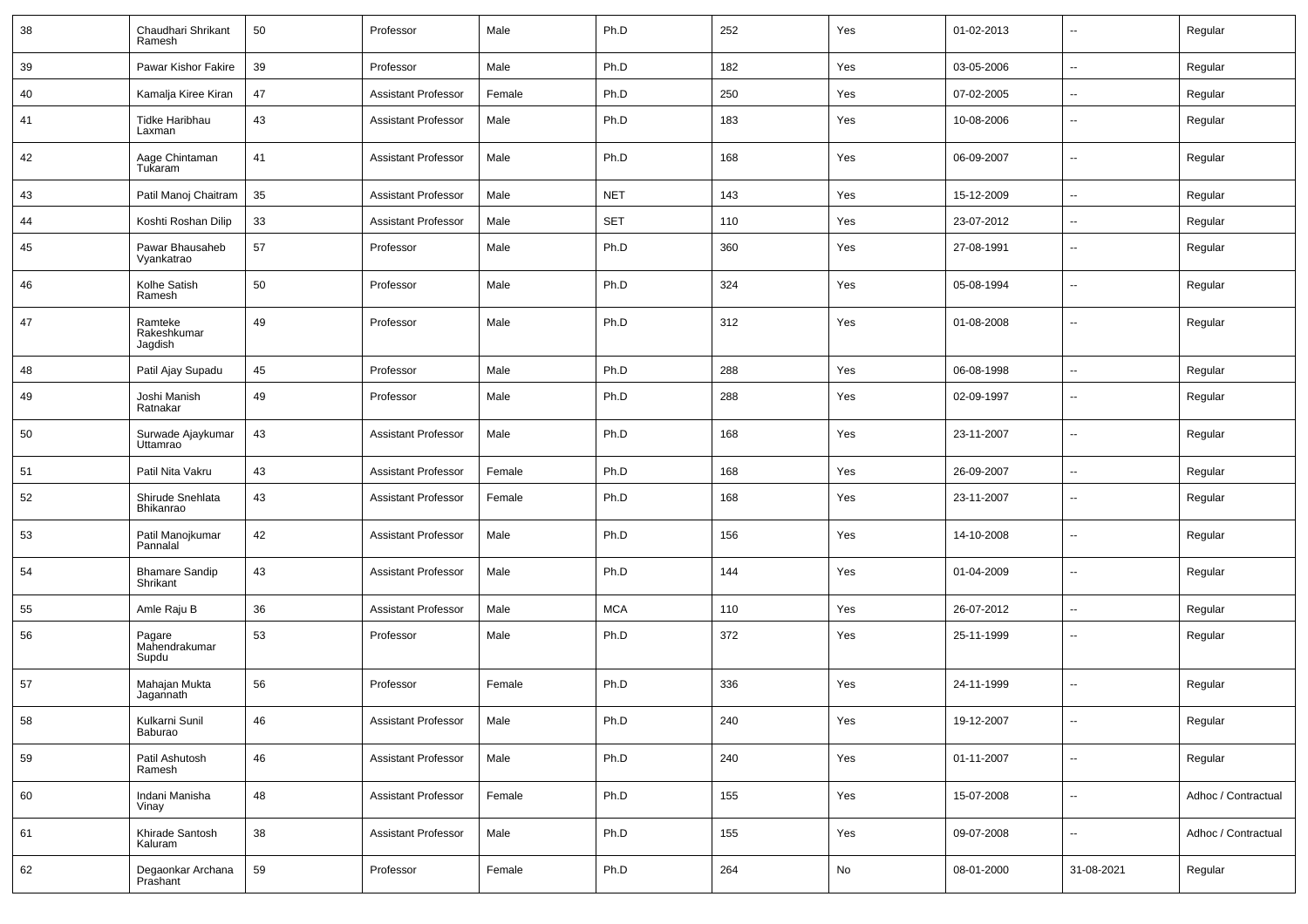| 38 | Chaudhari Shrikant Ramesh | 50 | Professor | Male | Ph.D | 252 | Yes | 01-02-2013 | -- | Regular |
|---|---|---|---|---|---|---|---|---|---|---|
| 39 | Pawar Kishor Fakire | 39 | Professor | Male | Ph.D | 182 | Yes | 03-05-2006 | -- | Regular |
| 40 | Kamalja Kiree Kiran | 47 | Assistant Professor | Female | Ph.D | 250 | Yes | 07-02-2005 | -- | Regular |
| 41 | Tidke Haribhau Laxman | 43 | Assistant Professor | Male | Ph.D | 183 | Yes | 10-08-2006 | -- | Regular |
| 42 | Aage Chintaman Tukaram | 41 | Assistant Professor | Male | Ph.D | 168 | Yes | 06-09-2007 | -- | Regular |
| 43 | Patil Manoj Chaitram | 35 | Assistant Professor | Male | NET | 143 | Yes | 15-12-2009 | -- | Regular |
| 44 | Koshti Roshan Dilip | 33 | Assistant Professor | Male | SET | 110 | Yes | 23-07-2012 | -- | Regular |
| 45 | Pawar Bhausaheb Vyankatrao | 57 | Professor | Male | Ph.D | 360 | Yes | 27-08-1991 | -- | Regular |
| 46 | Kolhe Satish Ramesh | 50 | Professor | Male | Ph.D | 324 | Yes | 05-08-1994 | -- | Regular |
| 47 | Ramteke Rakeshkumar Jagdish | 49 | Professor | Male | Ph.D | 312 | Yes | 01-08-2008 | -- | Regular |
| 48 | Patil Ajay Supadu | 45 | Professor | Male | Ph.D | 288 | Yes | 06-08-1998 | -- | Regular |
| 49 | Joshi Manish Ratnakar | 49 | Professor | Male | Ph.D | 288 | Yes | 02-09-1997 | -- | Regular |
| 50 | Surwade Ajaykumar Uttamrao | 43 | Assistant Professor | Male | Ph.D | 168 | Yes | 23-11-2007 | -- | Regular |
| 51 | Patil Nita Vakru | 43 | Assistant Professor | Female | Ph.D | 168 | Yes | 26-09-2007 | -- | Regular |
| 52 | Shirude Snehlata Bhikanrao | 43 | Assistant Professor | Female | Ph.D | 168 | Yes | 23-11-2007 | -- | Regular |
| 53 | Patil Manojkumar Pannalal | 42 | Assistant Professor | Male | Ph.D | 156 | Yes | 14-10-2008 | -- | Regular |
| 54 | Bhamare Sandip Shrikant | 43 | Assistant Professor | Male | Ph.D | 144 | Yes | 01-04-2009 | -- | Regular |
| 55 | Amle Raju B | 36 | Assistant Professor | Male | MCA | 110 | Yes | 26-07-2012 | -- | Regular |
| 56 | Pagare Mahendrakumar Supdu | 53 | Professor | Male | Ph.D | 372 | Yes | 25-11-1999 | -- | Regular |
| 57 | Mahajan Mukta Jagannath | 56 | Professor | Female | Ph.D | 336 | Yes | 24-11-1999 | -- | Regular |
| 58 | Kulkarni Sunil Baburao | 46 | Assistant Professor | Male | Ph.D | 240 | Yes | 19-12-2007 | -- | Regular |
| 59 | Patil Ashutosh Ramesh | 46 | Assistant Professor | Male | Ph.D | 240 | Yes | 01-11-2007 | -- | Regular |
| 60 | Indani Manisha Vinay | 48 | Assistant Professor | Female | Ph.D | 155 | Yes | 15-07-2008 | -- | Adhoc / Contractual |
| 61 | Khirade Santosh Kaluram | 38 | Assistant Professor | Male | Ph.D | 155 | Yes | 09-07-2008 | -- | Adhoc / Contractual |
| 62 | Degaonkar Archana Prashant | 59 | Professor | Female | Ph.D | 264 | No | 08-01-2000 | 31-08-2021 | Regular |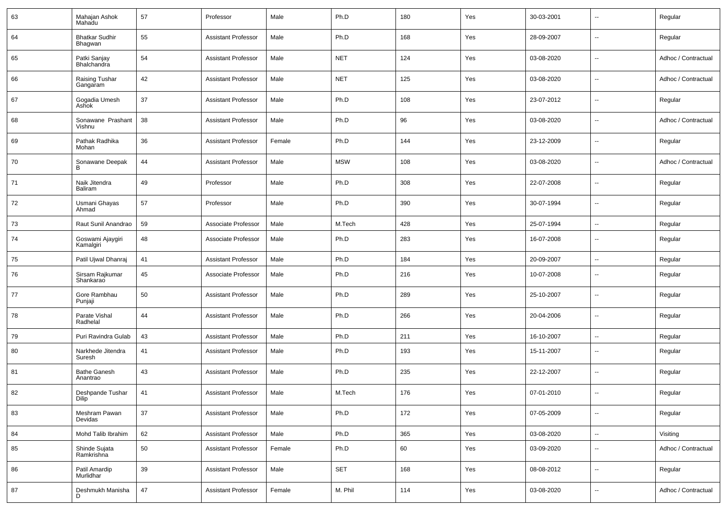| 63 | Mahajan Ashok Mahadu | 57 | Professor | Male | Ph.D | 180 | Yes | 30-03-2001 | -- | Regular |
|---|---|---|---|---|---|---|---|---|---|---|
| 64 | Bhatkar Sudhir Bhagwan | 55 | Assistant Professor | Male | Ph.D | 168 | Yes | 28-09-2007 | -- | Regular |
| 65 | Patki Sanjay Bhalchandra | 54 | Assistant Professor | Male | NET | 124 | Yes | 03-08-2020 | -- | Adhoc / Contractual |
| 66 | Raising Tushar Gangaram | 42 | Assistant Professor | Male | NET | 125 | Yes | 03-08-2020 | -- | Adhoc / Contractual |
| 67 | Gogadia Umesh Ashok | 37 | Assistant Professor | Male | Ph.D | 108 | Yes | 23-07-2012 | -- | Regular |
| 68 | Sonawane Prashant Vishnu | 38 | Assistant Professor | Male | Ph.D | 96 | Yes | 03-08-2020 | -- | Adhoc / Contractual |
| 69 | Pathak Radhika Mohan | 36 | Assistant Professor | Female | Ph.D | 144 | Yes | 23-12-2009 | -- | Regular |
| 70 | Sonawane Deepak B | 44 | Assistant Professor | Male | MSW | 108 | Yes | 03-08-2020 | -- | Adhoc / Contractual |
| 71 | Naik Jitendra Baliram | 49 | Professor | Male | Ph.D | 308 | Yes | 22-07-2008 | -- | Regular |
| 72 | Usmani Ghayas Ahmad | 57 | Professor | Male | Ph.D | 390 | Yes | 30-07-1994 | -- | Regular |
| 73 | Raut Sunil Anandrao | 59 | Associate Professor | Male | M.Tech | 428 | Yes | 25-07-1994 | -- | Regular |
| 74 | Goswami Ajaygiri Kamalgiri | 48 | Associate Professor | Male | Ph.D | 283 | Yes | 16-07-2008 | -- | Regular |
| 75 | Patil Ujwal Dhanraj | 41 | Assistant Professor | Male | Ph.D | 184 | Yes | 20-09-2007 | -- | Regular |
| 76 | Sirsam Rajkumar Shankarao | 45 | Associate Professor | Male | Ph.D | 216 | Yes | 10-07-2008 | -- | Regular |
| 77 | Gore Rambhau Punjaji | 50 | Assistant Professor | Male | Ph.D | 289 | Yes | 25-10-2007 | -- | Regular |
| 78 | Parate Vishal Radhelal | 44 | Assistant Professor | Male | Ph.D | 266 | Yes | 20-04-2006 | -- | Regular |
| 79 | Puri Ravindra Gulab | 43 | Assistant Professor | Male | Ph.D | 211 | Yes | 16-10-2007 | -- | Regular |
| 80 | Narkhede Jitendra Suresh | 41 | Assistant Professor | Male | Ph.D | 193 | Yes | 15-11-2007 | -- | Regular |
| 81 | Bathe Ganesh Anantrao | 43 | Assistant Professor | Male | Ph.D | 235 | Yes | 22-12-2007 | -- | Regular |
| 82 | Deshpande Tushar Dilip | 41 | Assistant Professor | Male | M.Tech | 176 | Yes | 07-01-2010 | -- | Regular |
| 83 | Meshram Pawan Devidas | 37 | Assistant Professor | Male | Ph.D | 172 | Yes | 07-05-2009 | -- | Regular |
| 84 | Mohd Talib Ibrahim | 62 | Assistant Professor | Male | Ph.D | 365 | Yes | 03-08-2020 | -- | Visiting |
| 85 | Shinde Sujata Ramkrishna | 50 | Assistant Professor | Female | Ph.D | 60 | Yes | 03-09-2020 | -- | Adhoc / Contractual |
| 86 | Patil Amardip Murlidhar | 39 | Assistant Professor | Male | SET | 168 | Yes | 08-08-2012 | -- | Regular |
| 87 | Deshmukh Manisha D | 47 | Assistant Professor | Female | M. Phil | 114 | Yes | 03-08-2020 | -- | Adhoc / Contractual |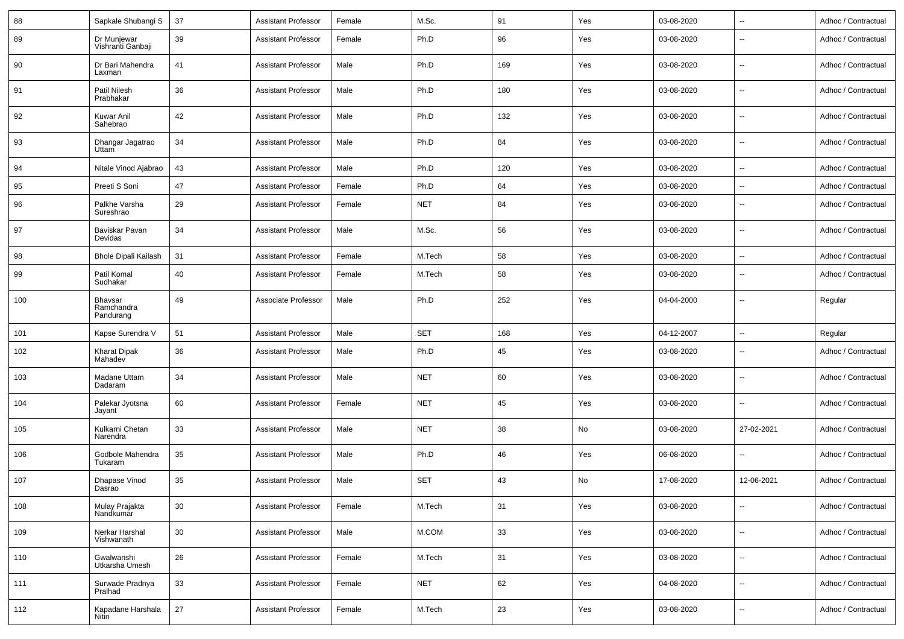| 88 | Sapkale Shubangi S | 37 | Assistant Professor | Female | M.Sc. | 91 | Yes | 03-08-2020 | -- | Adhoc / Contractual |
|---|---|---|---|---|---|---|---|---|---|---|
| 89 | Dr Munjewar Vishranti Ganbaji | 39 | Assistant Professor | Female | Ph.D | 96 | Yes | 03-08-2020 | -- | Adhoc / Contractual |
| 90 | Dr Bari Mahendra Laxman | 41 | Assistant Professor | Male | Ph.D | 169 | Yes | 03-08-2020 | -- | Adhoc / Contractual |
| 91 | Patil Nilesh Prabhakar | 36 | Assistant Professor | Male | Ph.D | 180 | Yes | 03-08-2020 | -- | Adhoc / Contractual |
| 92 | Kuwar Anil Sahebrao | 42 | Assistant Professor | Male | Ph.D | 132 | Yes | 03-08-2020 | -- | Adhoc / Contractual |
| 93 | Dhangar Jagatrao Uttam | 34 | Assistant Professor | Male | Ph.D | 84 | Yes | 03-08-2020 | -- | Adhoc / Contractual |
| 94 | Nitale Vinod Ajabrao | 43 | Assistant Professor | Male | Ph.D | 120 | Yes | 03-08-2020 | -- | Adhoc / Contractual |
| 95 | Preeti S Soni | 47 | Assistant Professor | Female | Ph.D | 64 | Yes | 03-08-2020 | -- | Adhoc / Contractual |
| 96 | Palkhe Varsha Sureshrao | 29 | Assistant Professor | Female | NET | 84 | Yes | 03-08-2020 | -- | Adhoc / Contractual |
| 97 | Baviskar Pavan Devidas | 34 | Assistant Professor | Male | M.Sc. | 56 | Yes | 03-08-2020 | -- | Adhoc / Contractual |
| 98 | Bhole Dipali Kailash | 31 | Assistant Professor | Female | M.Tech | 58 | Yes | 03-08-2020 | -- | Adhoc / Contractual |
| 99 | Patil Komal Sudhakar | 40 | Assistant Professor | Female | M.Tech | 58 | Yes | 03-08-2020 | -- | Adhoc / Contractual |
| 100 | Bhavsar Ramchandra Pandurang | 49 | Associate Professor | Male | Ph.D | 252 | Yes | 04-04-2000 | -- | Regular |
| 101 | Kapse Surendra V | 51 | Assistant Professor | Male | SET | 168 | Yes | 04-12-2007 | -- | Regular |
| 102 | Kharat Dipak Mahadev | 36 | Assistant Professor | Male | Ph.D | 45 | Yes | 03-08-2020 | -- | Adhoc / Contractual |
| 103 | Madane Uttam Dadaram | 34 | Assistant Professor | Male | NET | 60 | Yes | 03-08-2020 | -- | Adhoc / Contractual |
| 104 | Palekar Jyotsna Jayant | 60 | Assistant Professor | Female | NET | 45 | Yes | 03-08-2020 | -- | Adhoc / Contractual |
| 105 | Kulkarni Chetan Narendra | 33 | Assistant Professor | Male | NET | 38 | No | 03-08-2020 | 27-02-2021 | Adhoc / Contractual |
| 106 | Godbole Mahendra Tukaram | 35 | Assistant Professor | Male | Ph.D | 46 | Yes | 06-08-2020 | -- | Adhoc / Contractual |
| 107 | Dhapase Vinod Dasrao | 35 | Assistant Professor | Male | SET | 43 | No | 17-08-2020 | 12-06-2021 | Adhoc / Contractual |
| 108 | Mulay Prajakta Nandkumar | 30 | Assistant Professor | Female | M.Tech | 31 | Yes | 03-08-2020 | -- | Adhoc / Contractual |
| 109 | Nerkar Harshal Vishwanath | 30 | Assistant Professor | Male | M.COM | 33 | Yes | 03-08-2020 | -- | Adhoc / Contractual |
| 110 | Gwalwanshi Utkarsha Umesh | 26 | Assistant Professor | Female | M.Tech | 31 | Yes | 03-08-2020 | -- | Adhoc / Contractual |
| 111 | Surwade Pradnya Pralhad | 33 | Assistant Professor | Female | NET | 62 | Yes | 04-08-2020 | -- | Adhoc / Contractual |
| 112 | Kapadane Harshala Nitin | 27 | Assistant Professor | Female | M.Tech | 23 | Yes | 03-08-2020 | -- | Adhoc / Contractual |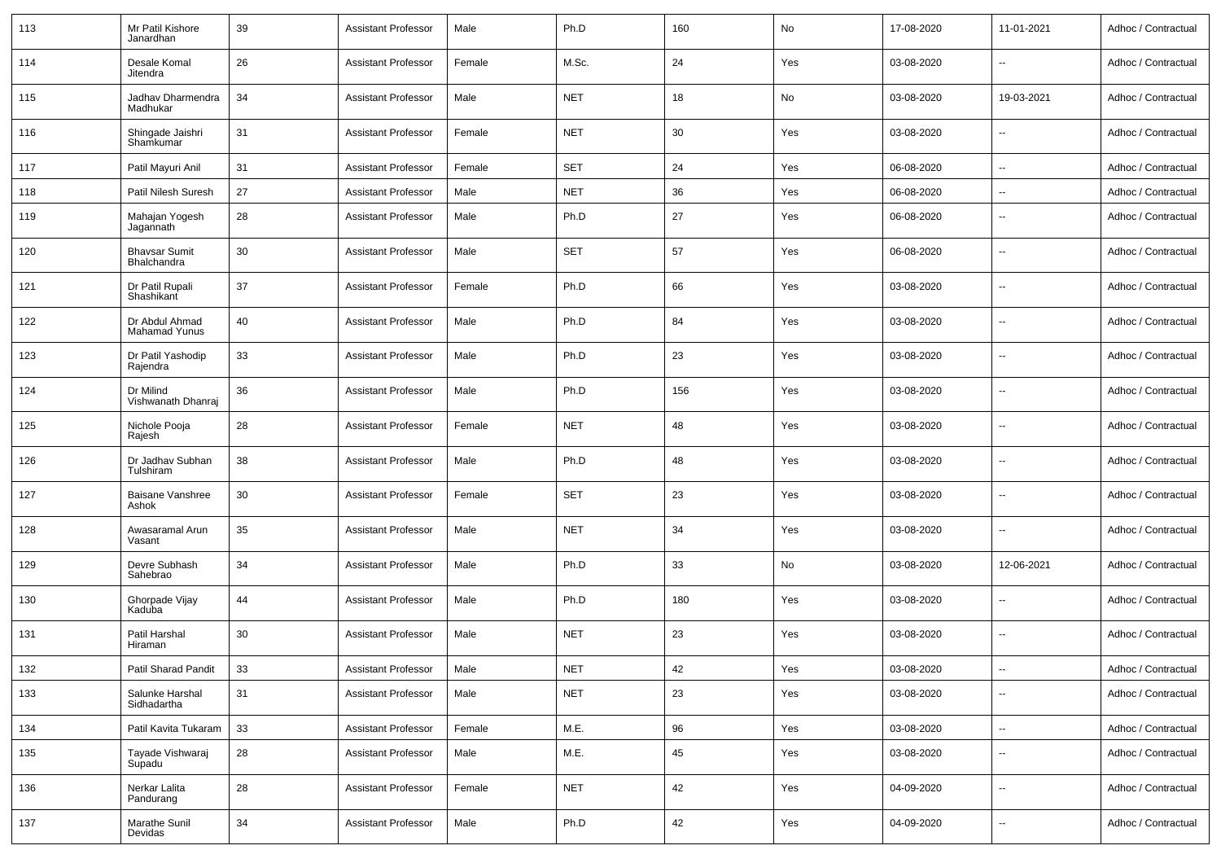| 113 | Mr Patil Kishore Janardhan | 39 | Assistant Professor | Male | Ph.D | 160 | No | 17-08-2020 | 11-01-2021 | Adhoc / Contractual |
|---|---|---|---|---|---|---|---|---|---|---|
| 114 | Desale Komal Jitendra | 26 | Assistant Professor | Female | M.Sc. | 24 | Yes | 03-08-2020 | -- | Adhoc / Contractual |
| 115 | Jadhav Dharmendra Madhukar | 34 | Assistant Professor | Male | NET | 18 | No | 03-08-2020 | 19-03-2021 | Adhoc / Contractual |
| 116 | Shingade Jaishri Shamkumar | 31 | Assistant Professor | Female | NET | 30 | Yes | 03-08-2020 | -- | Adhoc / Contractual |
| 117 | Patil Mayuri Anil | 31 | Assistant Professor | Female | SET | 24 | Yes | 06-08-2020 | -- | Adhoc / Contractual |
| 118 | Patil Nilesh Suresh | 27 | Assistant Professor | Male | NET | 36 | Yes | 06-08-2020 | -- | Adhoc / Contractual |
| 119 | Mahajan Yogesh Jagannath | 28 | Assistant Professor | Male | Ph.D | 27 | Yes | 06-08-2020 | -- | Adhoc / Contractual |
| 120 | Bhavsar Sumit Bhalchandra | 30 | Assistant Professor | Male | SET | 57 | Yes | 06-08-2020 | -- | Adhoc / Contractual |
| 121 | Dr Patil Rupali Shashikant | 37 | Assistant Professor | Female | Ph.D | 66 | Yes | 03-08-2020 | -- | Adhoc / Contractual |
| 122 | Dr Abdul Ahmad Mahamad Yunus | 40 | Assistant Professor | Male | Ph.D | 84 | Yes | 03-08-2020 | -- | Adhoc / Contractual |
| 123 | Dr Patil Yashodip Rajendra | 33 | Assistant Professor | Male | Ph.D | 23 | Yes | 03-08-2020 | -- | Adhoc / Contractual |
| 124 | Dr Milind Vishwanath Dhanraj | 36 | Assistant Professor | Male | Ph.D | 156 | Yes | 03-08-2020 | -- | Adhoc / Contractual |
| 125 | Nichole Pooja Rajesh | 28 | Assistant Professor | Female | NET | 48 | Yes | 03-08-2020 | -- | Adhoc / Contractual |
| 126 | Dr Jadhav Subhan Tulshiram | 38 | Assistant Professor | Male | Ph.D | 48 | Yes | 03-08-2020 | -- | Adhoc / Contractual |
| 127 | Baisane Vanshree Ashok | 30 | Assistant Professor | Female | SET | 23 | Yes | 03-08-2020 | -- | Adhoc / Contractual |
| 128 | Awasaramal Arun Vasant | 35 | Assistant Professor | Male | NET | 34 | Yes | 03-08-2020 | -- | Adhoc / Contractual |
| 129 | Devre Subhash Sahebrao | 34 | Assistant Professor | Male | Ph.D | 33 | No | 03-08-2020 | 12-06-2021 | Adhoc / Contractual |
| 130 | Ghorpade Vijay Kaduba | 44 | Assistant Professor | Male | Ph.D | 180 | Yes | 03-08-2020 | -- | Adhoc / Contractual |
| 131 | Patil Harshal Hiraman | 30 | Assistant Professor | Male | NET | 23 | Yes | 03-08-2020 | -- | Adhoc / Contractual |
| 132 | Patil Sharad Pandit | 33 | Assistant Professor | Male | NET | 42 | Yes | 03-08-2020 | -- | Adhoc / Contractual |
| 133 | Salunke Harshal Sidhadartha | 31 | Assistant Professor | Male | NET | 23 | Yes | 03-08-2020 | -- | Adhoc / Contractual |
| 134 | Patil Kavita Tukaram | 33 | Assistant Professor | Female | M.E. | 96 | Yes | 03-08-2020 | -- | Adhoc / Contractual |
| 135 | Tayade Vishwaraj Supadu | 28 | Assistant Professor | Male | M.E. | 45 | Yes | 03-08-2020 | -- | Adhoc / Contractual |
| 136 | Nerkar Lalita Pandurang | 28 | Assistant Professor | Female | NET | 42 | Yes | 04-09-2020 | -- | Adhoc / Contractual |
| 137 | Marathe Sunil Devidas | 34 | Assistant Professor | Male | Ph.D | 42 | Yes | 04-09-2020 | -- | Adhoc / Contractual |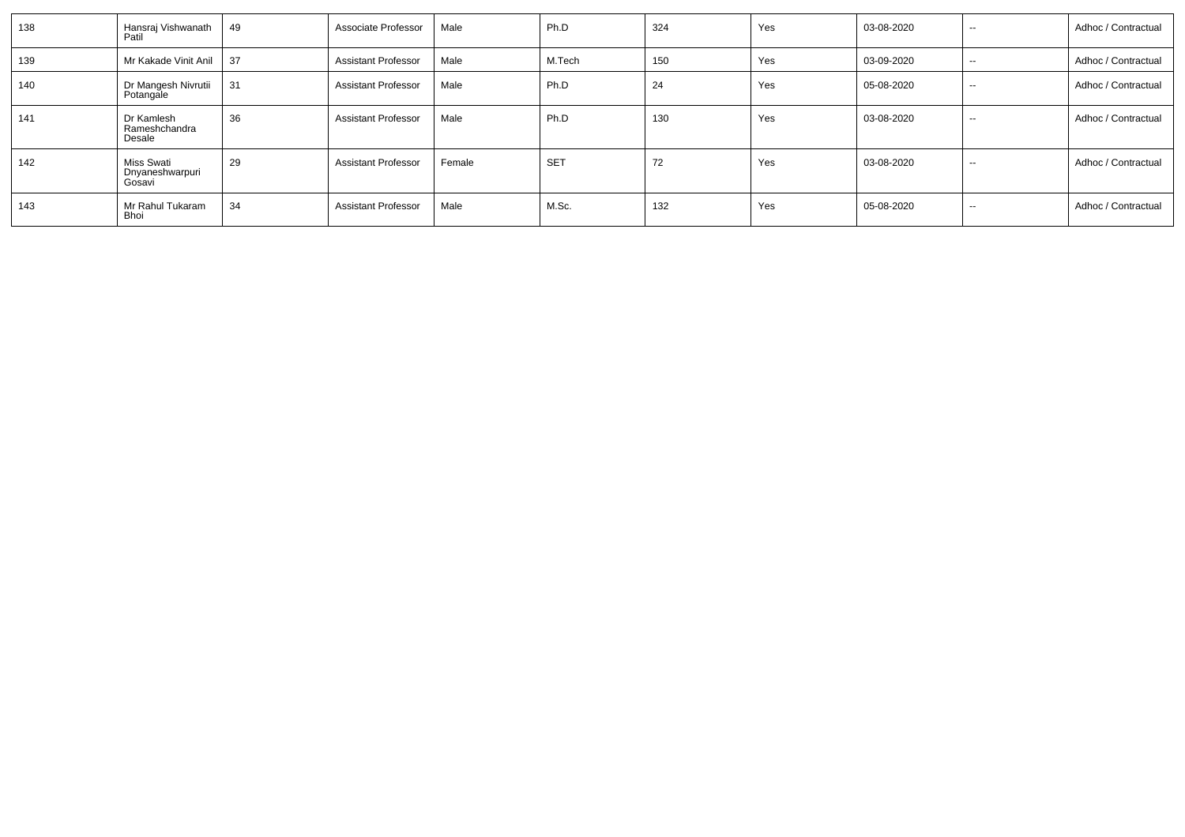| | | | | | | | | | | |
|---|---|---|---|---|---|---|---|---|---|---|
| 138 | Hansraj Vishwanath Patil | 49 | Associate Professor | Male | Ph.D | 324 | Yes | 03-08-2020 | -- | Adhoc / Contractual |
| 139 | Mr Kakade Vinit Anil | 37 | Assistant Professor | Male | M.Tech | 150 | Yes | 03-09-2020 | -- | Adhoc / Contractual |
| 140 | Dr Mangesh Nivrutii Potangale | 31 | Assistant Professor | Male | Ph.D | 24 | Yes | 05-08-2020 | -- | Adhoc / Contractual |
| 141 | Dr Kamlesh Rameshchandra Desale | 36 | Assistant Professor | Male | Ph.D | 130 | Yes | 03-08-2020 | -- | Adhoc / Contractual |
| 142 | Miss Swati Dnyaneshwarpuri Gosavi | 29 | Assistant Professor | Female | SET | 72 | Yes | 03-08-2020 | -- | Adhoc / Contractual |
| 143 | Mr Rahul Tukaram Bhoi | 34 | Assistant Professor | Male | M.Sc. | 132 | Yes | 05-08-2020 | -- | Adhoc / Contractual |